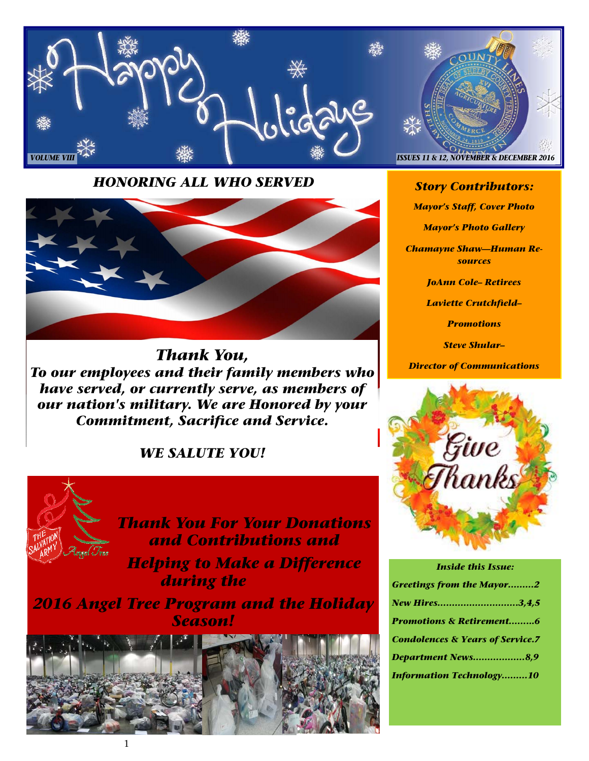# Happy Holidays

*VOLUME VIII*

*ISSUES 11 & 12, NOVEMBER & DECEMBER 2016*

## *HONORING ALL WHO SERVED*

***Thank You,***
***To our employees and their family members who have served, or currently serve, as members of our nation's military. We are Honored by your Commitment, Sacrifice and Service.***

***WE SALUTE YOU!***

***Thank You For Your Donations and Contributions and Helping to Make a Difference during the 2016 Angel Tree Program and the Holiday Season!***

***Story Contributors:***

*Mayor's Staff, Cover Photo*

*Mayor's Photo Gallery*

*Chamayne Shaw—Human Resources*

*JoAnn Cole– Retirees*

*Laviette Crutchfield– Promotions*

*Steve Shular– Director of Communications*

*Give Thanks*

***Inside this Issue:***

- *Greetings from the Mayor.........2*
- *New Hires............................3,4,5*
- *Promotions & Retirement.........6*
- *Condolences & Years of Service.7*
- *Department News..................8,9*
- *Information Technology.........10*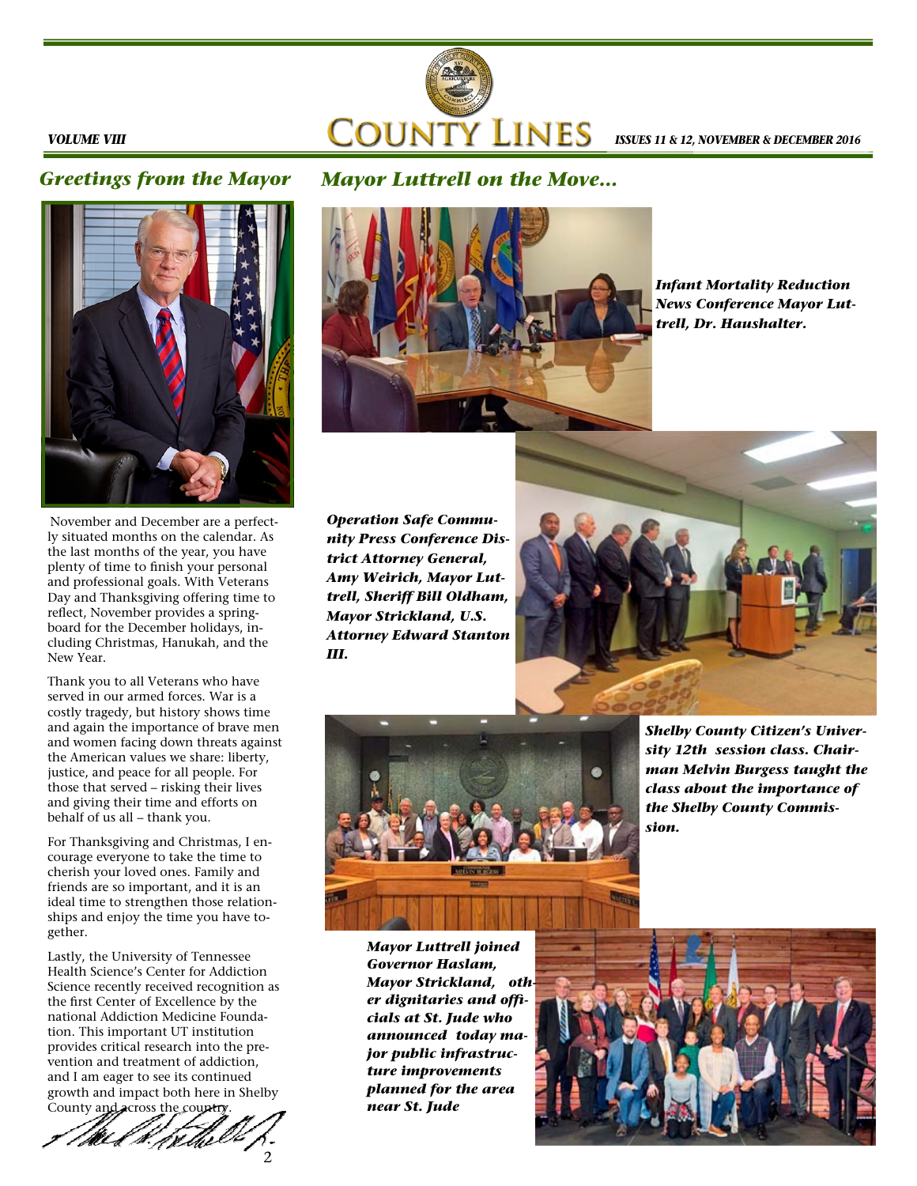## Greetings from the Mayor

November and December are a perfectly situated months on the calendar. As the last months of the year, you have plenty of time to finish your personal and professional goals. With Veterans Day and Thanksgiving offering time to reflect, November provides a springboard for the December holidays, including Christmas, Hanukah, and the New Year.

Thank you to all Veterans who have served in our armed forces. War is a costly tragedy, but history shows time and again the importance of brave men and women facing down threats against the American values we share: liberty, justice, and peace for all people. For those that served – risking their lives and giving their time and efforts on behalf of us all – thank you.

For Thanksgiving and Christmas, I encourage everyone to take the time to cherish your loved ones. Family and friends are so important, and it is an ideal time to strengthen those relationships and enjoy the time you have together.

Lastly, the University of Tennessee Health Science's Center for Addiction Science recently received recognition as the first Center of Excellence by the national Addiction Medicine Foundation. This important UT institution provides critical research into the prevention and treatment of addiction, and I am eager to see its continued growth and impact both here in Shelby County and across the country.

## Mayor Luttrell on the Move...

***Infant Mortality Reduction News Conference Mayor Luttrell, Dr. Haushalter.***

***Operation Safe Community Press Conference District Attorney General, Amy Weirich, Mayor Luttrell, Sheriff Bill Oldham, Mayor Strickland, U.S. Attorney Edward Stanton III.***

***Shelby County Citizen's University 12th session class. Chairman Melvin Burgess taught the class about the importance of the Shelby County Commission.***

***Mayor Luttrell joined Governor Haslam, Mayor Strickland, other dignitaries and officials at St. Jude who announced today major public infrastructure improvements planned for the area near St. Jude***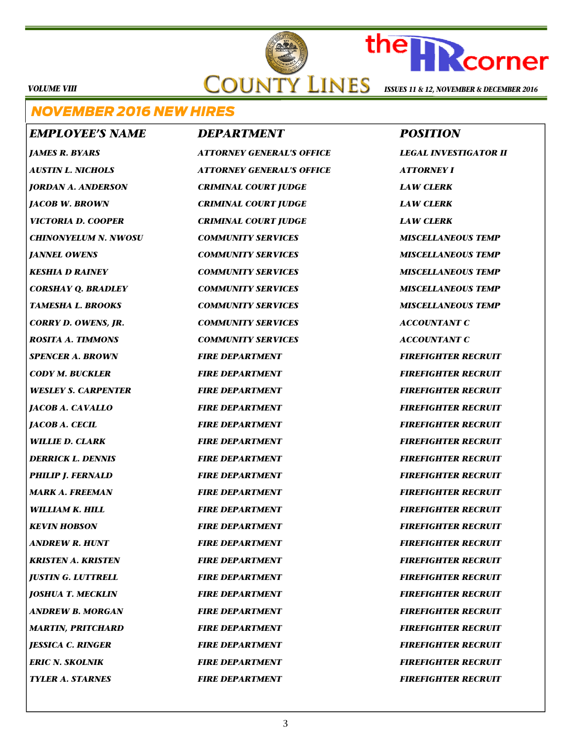## NOVEMBER 2016 NEW HIRES

| EMPLOYEE'S NAME | DEPARTMENT | POSITION |
|---|---|---|
| JAMES R. BYARS | ATTORNEY GENERAL'S OFFICE | LEGAL INVESTIGATOR II |
| AUSTIN L. NICHOLS | ATTORNEY GENERAL'S OFFICE | ATTORNEY I |
| JORDAN A. ANDERSON | CRIMINAL COURT JUDGE | LAW CLERK |
| JACOB W. BROWN | CRIMINAL COURT JUDGE | LAW CLERK |
| VICTORIA D. COOPER | CRIMINAL COURT JUDGE | LAW CLERK |
| CHINONYELUM N. NWOSU | COMMUNITY SERVICES | MISCELLANEOUS TEMP |
| JANNEL OWENS | COMMUNITY SERVICES | MISCELLANEOUS TEMP |
| KESHIA D RAINEY | COMMUNITY SERVICES | MISCELLANEOUS TEMP |
| CORSHAY Q. BRADLEY | COMMUNITY SERVICES | MISCELLANEOUS TEMP |
| TAMESHA L. BROOKS | COMMUNITY SERVICES | MISCELLANEOUS TEMP |
| CORRY D. OWENS, JR. | COMMUNITY SERVICES | ACCOUNTANT C |
| ROSITA A. TIMMONS | COMMUNITY SERVICES | ACCOUNTANT C |
| SPENCER A. BROWN | FIRE DEPARTMENT | FIREFIGHTER RECRUIT |
| CODY M. BUCKLER | FIRE DEPARTMENT | FIREFIGHTER RECRUIT |
| WESLEY S. CARPENTER | FIRE DEPARTMENT | FIREFIGHTER RECRUIT |
| JACOB A. CAVALLO | FIRE DEPARTMENT | FIREFIGHTER RECRUIT |
| JACOB A. CECIL | FIRE DEPARTMENT | FIREFIGHTER RECRUIT |
| WILLIE D. CLARK | FIRE DEPARTMENT | FIREFIGHTER RECRUIT |
| DERRICK L. DENNIS | FIRE DEPARTMENT | FIREFIGHTER RECRUIT |
| PHILIP J. FERNALD | FIRE DEPARTMENT | FIREFIGHTER RECRUIT |
| MARK A. FREEMAN | FIRE DEPARTMENT | FIREFIGHTER RECRUIT |
| WILLIAM K. HILL | FIRE DEPARTMENT | FIREFIGHTER RECRUIT |
| KEVIN HOBSON | FIRE DEPARTMENT | FIREFIGHTER RECRUIT |
| ANDREW R. HUNT | FIRE DEPARTMENT | FIREFIGHTER RECRUIT |
| KRISTEN A. KRISTEN | FIRE DEPARTMENT | FIREFIGHTER RECRUIT |
| JUSTIN G. LUTTRELL | FIRE DEPARTMENT | FIREFIGHTER RECRUIT |
| JOSHUA T. MECKLIN | FIRE DEPARTMENT | FIREFIGHTER RECRUIT |
| ANDREW B. MORGAN | FIRE DEPARTMENT | FIREFIGHTER RECRUIT |
| MARTIN, PRITCHARD | FIRE DEPARTMENT | FIREFIGHTER RECRUIT |
| JESSICA C. RINGER | FIRE DEPARTMENT | FIREFIGHTER RECRUIT |
| ERIC N. SKOLNIK | FIRE DEPARTMENT | FIREFIGHTER RECRUIT |
| TYLER A. STARNES | FIRE DEPARTMENT | FIREFIGHTER RECRUIT |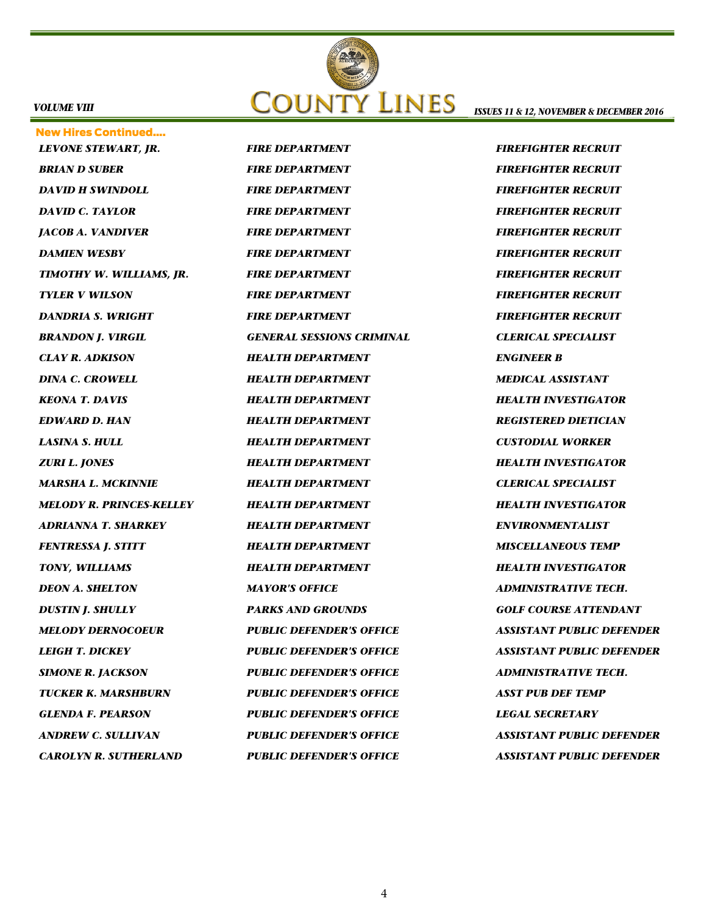## New Hires Continued....

| | | |
|---|---|---|
| *LEVONE STEWART, JR.* | *FIRE DEPARTMENT* | *FIREFIGHTER RECRUIT* |
| *BRIAN D SUBER* | *FIRE DEPARTMENT* | *FIREFIGHTER RECRUIT* |
| *DAVID H SWINDOLL* | *FIRE DEPARTMENT* | *FIREFIGHTER RECRUIT* |
| *DAVID C. TAYLOR* | *FIRE DEPARTMENT* | *FIREFIGHTER RECRUIT* |
| *JACOB A. VANDIVER* | *FIRE DEPARTMENT* | *FIREFIGHTER RECRUIT* |
| *DAMIEN WESBY* | *FIRE DEPARTMENT* | *FIREFIGHTER RECRUIT* |
| *TIMOTHY W. WILLIAMS, JR.* | *FIRE DEPARTMENT* | *FIREFIGHTER RECRUIT* |
| *TYLER V WILSON* | *FIRE DEPARTMENT* | *FIREFIGHTER RECRUIT* |
| *DANDRIA S. WRIGHT* | *FIRE DEPARTMENT* | *FIREFIGHTER RECRUIT* |
| *BRANDON J. VIRGIL* | *GENERAL SESSIONS CRIMINAL* | *CLERICAL SPECIALIST* |
| *CLAY R. ADKISON* | *HEALTH DEPARTMENT* | *ENGINEER B* |
| *DINA C. CROWELL* | *HEALTH DEPARTMENT* | *MEDICAL ASSISTANT* |
| *KEONA T. DAVIS* | *HEALTH DEPARTMENT* | *HEALTH INVESTIGATOR* |
| *EDWARD D. HAN* | *HEALTH DEPARTMENT* | *REGISTERED DIETICIAN* |
| *LASINA S. HULL* | *HEALTH DEPARTMENT* | *CUSTODIAL WORKER* |
| *ZURI L. JONES* | *HEALTH DEPARTMENT* | *HEALTH INVESTIGATOR* |
| *MARSHA L. MCKINNIE* | *HEALTH DEPARTMENT* | *CLERICAL SPECIALIST* |
| *MELODY R. PRINCES-KELLEY* | *HEALTH DEPARTMENT* | *HEALTH INVESTIGATOR* |
| *ADRIANNA T. SHARKEY* | *HEALTH DEPARTMENT* | *ENVIRONMENTALIST* |
| *FENTRESSA J. STITT* | *HEALTH DEPARTMENT* | *MISCELLANEOUS TEMP* |
| *TONY, WILLIAMS* | *HEALTH DEPARTMENT* | *HEALTH INVESTIGATOR* |
| *DEON A. SHELTON* | *MAYOR'S OFFICE* | *ADMINISTRATIVE TECH.* |
| *DUSTIN J. SHULLY* | *PARKS AND GROUNDS* | *GOLF COURSE ATTENDANT* |
| *MELODY DERNOCOEUR* | *PUBLIC DEFENDER'S OFFICE* | *ASSISTANT PUBLIC DEFENDER* |
| *LEIGH T. DICKEY* | *PUBLIC DEFENDER'S OFFICE* | *ASSISTANT PUBLIC DEFENDER* |
| *SIMONE R. JACKSON* | *PUBLIC DEFENDER'S OFFICE* | *ADMINISTRATIVE TECH.* |
| *TUCKER K. MARSHBURN* | *PUBLIC DEFENDER'S OFFICE* | *ASST PUB DEF TEMP* |
| *GLENDA F. PEARSON* | *PUBLIC DEFENDER'S OFFICE* | *LEGAL SECRETARY* |
| *ANDREW C. SULLIVAN* | *PUBLIC DEFENDER'S OFFICE* | *ASSISTANT PUBLIC DEFENDER* |
| *CAROLYN R. SUTHERLAND* | *PUBLIC DEFENDER'S OFFICE* | *ASSISTANT PUBLIC DEFENDER* |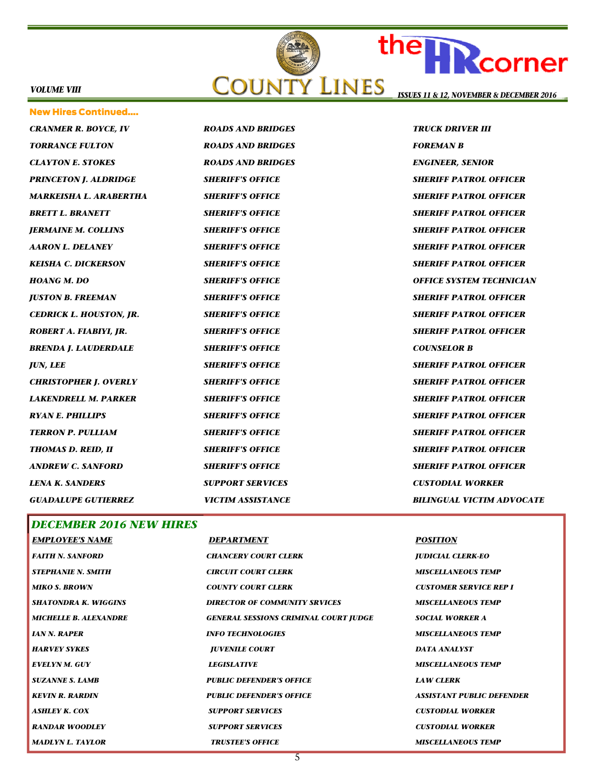## New Hires Continued....

| | | |
|---|---|---|
| CRANMER R. BOYCE, IV | ROADS AND BRIDGES | TRUCK DRIVER III |
| TORRANCE FULTON | ROADS AND BRIDGES | FOREMAN B |
| CLAYTON E. STOKES | ROADS AND BRIDGES | ENGINEER, SENIOR |
| PRINCETON J. ALDRIDGE | SHERIFF'S OFFICE | SHERIFF PATROL OFFICER |
| MARKEISHA L. ARABERTHA | SHERIFF'S OFFICE | SHERIFF PATROL OFFICER |
| BRETT L. BRANETT | SHERIFF'S OFFICE | SHERIFF PATROL OFFICER |
| JERMAINE M. COLLINS | SHERIFF'S OFFICE | SHERIFF PATROL OFFICER |
| AARON L. DELANEY | SHERIFF'S OFFICE | SHERIFF PATROL OFFICER |
| KEISHA C. DICKERSON | SHERIFF'S OFFICE | SHERIFF PATROL OFFICER |
| HOANG M. DO | SHERIFF'S OFFICE | OFFICE SYSTEM TECHNICIAN |
| JUSTON B. FREEMAN | SHERIFF'S OFFICE | SHERIFF PATROL OFFICER |
| CEDRICK L. HOUSTON, JR. | SHERIFF'S OFFICE | SHERIFF PATROL OFFICER |
| ROBERT A. FIABIYI, JR. | SHERIFF'S OFFICE | SHERIFF PATROL OFFICER |
| BRENDA J. LAUDERDALE | SHERIFF'S OFFICE | COUNSELOR B |
| JUN, LEE | SHERIFF'S OFFICE | SHERIFF PATROL OFFICER |
| CHRISTOPHER J. OVERLY | SHERIFF'S OFFICE | SHERIFF PATROL OFFICER |
| LAKENDRELL M. PARKER | SHERIFF'S OFFICE | SHERIFF PATROL OFFICER |
| RYAN E. PHILLIPS | SHERIFF'S OFFICE | SHERIFF PATROL OFFICER |
| TERRON P. PULLIAM | SHERIFF'S OFFICE | SHERIFF PATROL OFFICER |
| THOMAS D. REID, II | SHERIFF'S OFFICE | SHERIFF PATROL OFFICER |
| ANDREW C. SANFORD | SHERIFF'S OFFICE | SHERIFF PATROL OFFICER |
| LENA K. SANDERS | SUPPORT SERVICES | CUSTODIAL WORKER |
| GUADALUPE GUTIERREZ | VICTIM ASSISTANCE | BILINGUAL VICTIM ADVOCATE |

## DECEMBER 2016 NEW HIRES

| EMPLOYEE'S NAME | DEPARTMENT | POSITION |
|---|---|---|
| FAITH N. SANFORD | CHANCERY COURT CLERK | JUDICIAL CLERK-EO |
| STEPHANIE N. SMITH | CIRCUIT COURT CLERK | MISCELLANEOUS TEMP |
| MIKO S. BROWN | COUNTY COURT CLERK | CUSTOMER SERVICE REP I |
| SHATONDRA K. WIGGINS | DIRECTOR OF COMMUNITY SRVICES | MISCELLANEOUS TEMP |
| MICHELLE B. ALEXANDRE | GENERAL SESSIONS CRIMINAL COURT JUDGE | SOCIAL WORKER A |
| IAN N. RAPER | INFO TECHNOLOGIES | MISCELLANEOUS TEMP |
| HARVEY SYKES | JUVENILE COURT | DATA ANALYST |
| EVELYN M. GUY | LEGISLATIVE | MISCELLANEOUS TEMP |
| SUZANNE S. LAMB | PUBLIC DEFENDER'S OFFICE | LAW CLERK |
| KEVIN R. RARDIN | PUBLIC DEFENDER'S OFFICE | ASSISTANT PUBLIC DEFENDER |
| ASHLEY K. COX | SUPPORT SERVICES | CUSTODIAL WORKER |
| RANDAR WOODLEY | SUPPORT SERVICES | CUSTODIAL WORKER |
| MADLYN L. TAYLOR | TRUSTEE'S OFFICE | MISCELLANEOUS TEMP |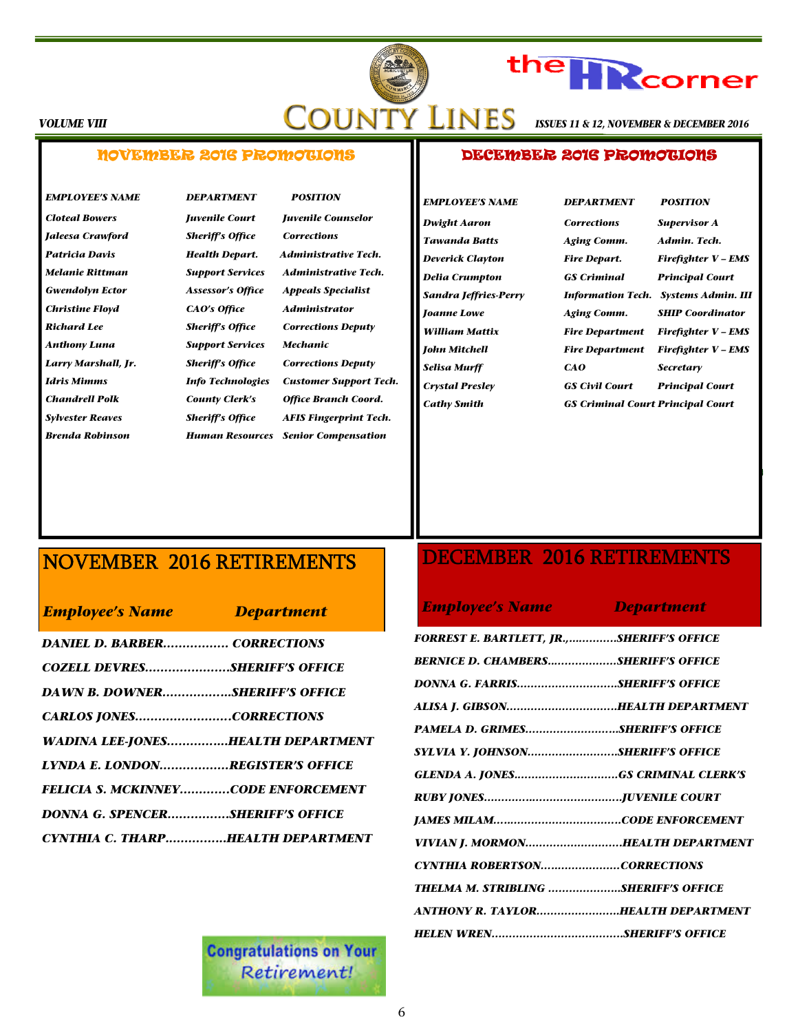# the HR corner

# COUNTY LINES

*VOLUME VIII* — *ISSUES 11 & 12, NOVEMBER & DECEMBER 2016*

## NOVEMBER 2016 PROMOTIONS

| EMPLOYEE'S NAME | DEPARTMENT | POSITION |
|---|---|---|
| Cloteal Bowers | Juvenile Court | Juvenile Counselor |
| Jaleesa Crawford | Sheriff's Office | Corrections |
| Patricia Davis | Health Depart. | Administrative Tech. |
| Melanie Rittman | Support Services | Administrative Tech. |
| Gwendolyn Ector | Assessor's Office | Appeals Specialist |
| Christine Floyd | CAO's Office | Administrator |
| Richard Lee | Sheriff's Office | Corrections Deputy |
| Anthony Luna | Support Services | Mechanic |
| Larry Marshall, Jr. | Sheriff's Office | Corrections Deputy |
| Idris Mimms | Info Technologies | Customer Support Tech. |
| Chandrell Polk | County Clerk's | Office Branch Coord. |
| Sylvester Reaves | Sheriff's Office | AFIS Fingerprint Tech. |
| Brenda Robinson | Human Resources | Senior Compensation |

## DECEMBER 2016 PROMOTIONS

| EMPLOYEE'S NAME | DEPARTMENT | POSITION |
|---|---|---|
| Dwight Aaron | Corrections | Supervisor A |
| Tawanda Batts | Aging Comm. | Admin. Tech. |
| Deverick Clayton | Fire Depart. | Firefighter V – EMS |
| Delia Crumpton | GS Criminal | Principal Court |
| Sandra Jeffries-Perry | Information Tech. | Systems Admin. III |
| Joanne Lowe | Aging Comm. | SHIP Coordinator |
| William Mattix | Fire Department | Firefighter V – EMS |
| John Mitchell | Fire Department | Firefighter V – EMS |
| Selisa Murff | CAO | Secretary |
| Crystal Presley | GS Civil Court | Principal Court |
| Cathy Smith | GS Criminal Court | Principal Court |

## NOVEMBER 2016 RETIREMENTS

| Employee's Name | Department |
|---|---|
| DANIEL D. BARBER | CORRECTIONS |
| COZELL DEVRES | SHERIFF'S OFFICE |
| DAWN B. DOWNER | SHERIFF'S OFFICE |
| CARLOS JONES | CORRECTIONS |
| WADINA LEE-JONES | HEALTH DEPARTMENT |
| LYNDA E. LONDON | REGISTER'S OFFICE |
| FELICIA S. MCKINNEY | CODE ENFORCEMENT |
| DONNA G. SPENCER | SHERIFF'S OFFICE |
| CYNTHIA C. THARP | HEALTH DEPARTMENT |

## DECEMBER 2016 RETIREMENTS

| Employee's Name | Department |
|---|---|
| FORREST E. BARTLETT, JR., | SHERIFF'S OFFICE |
| BERNICE D. CHAMBERS | SHERIFF'S OFFICE |
| DONNA G. FARRIS | SHERIFF'S OFFICE |
| ALISA J. GIBSON | HEALTH DEPARTMENT |
| PAMELA D. GRIMES | SHERIFF'S OFFICE |
| SYLVIA Y. JOHNSON | SHERIFF'S OFFICE |
| GLENDA A. JONES | GS CRIMINAL CLERK'S |
| RUBY JONES | JUVENILE COURT |
| JAMES MILAM | CODE ENFORCEMENT |
| VIVIAN J. MORMON | HEALTH DEPARTMENT |
| CYNTHIA ROBERTSON | CORRECTIONS |
| THELMA M. STRIBLING | SHERIFF'S OFFICE |
| ANTHONY R. TAYLOR | HEALTH DEPARTMENT |
| HELEN WREN | SHERIFF'S OFFICE |

Congratulations on Your Retirement!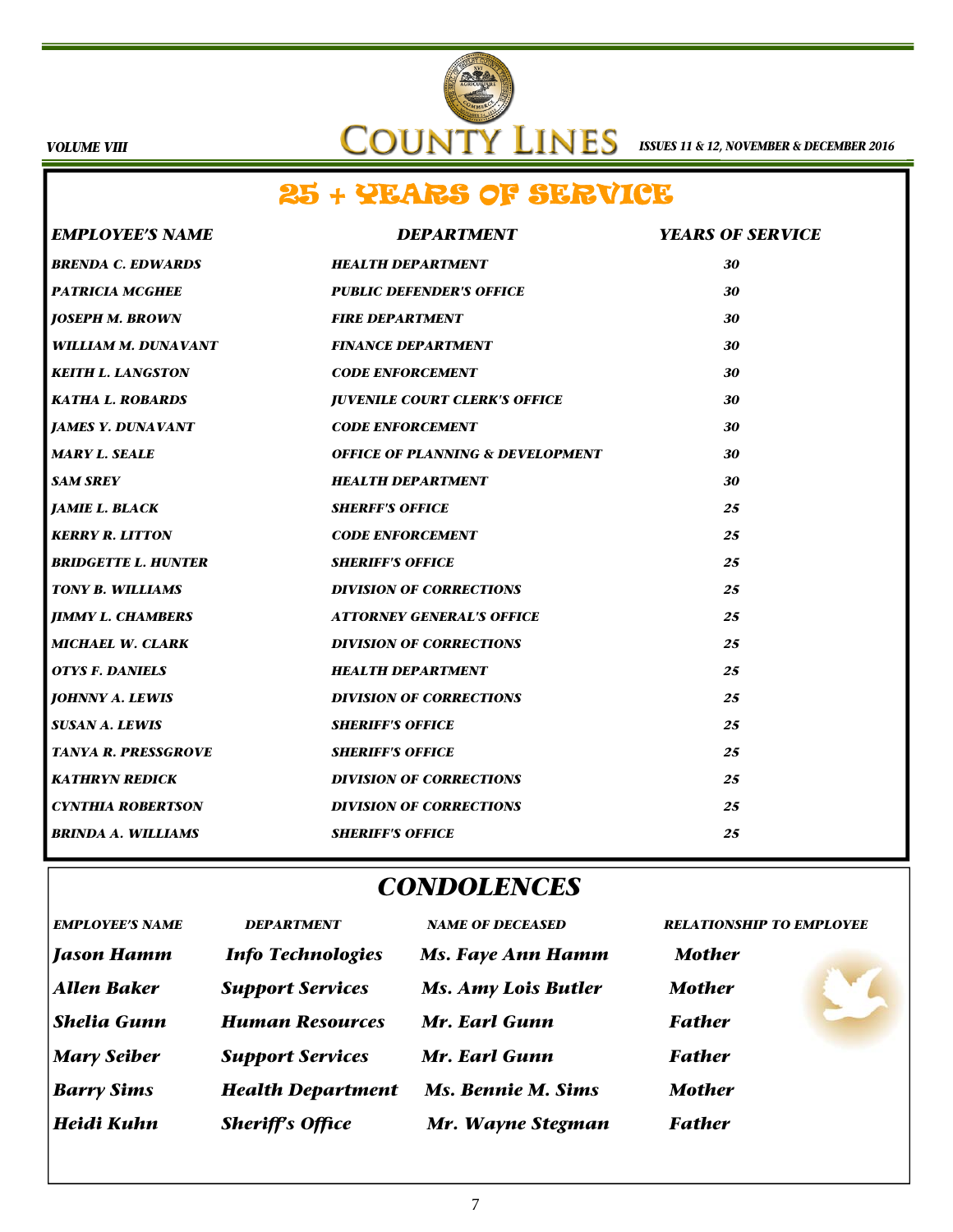## 25 + YEARS OF SERVICE

| EMPLOYEE'S NAME | DEPARTMENT | YEARS OF SERVICE |
|---|---|---|
| BRENDA C. EDWARDS | HEALTH DEPARTMENT | 30 |
| PATRICIA MCGHEE | PUBLIC DEFENDER'S OFFICE | 30 |
| JOSEPH M. BROWN | FIRE DEPARTMENT | 30 |
| WILLIAM M. DUNAVANT | FINANCE DEPARTMENT | 30 |
| KEITH L. LANGSTON | CODE ENFORCEMENT | 30 |
| KATHA L. ROBARDS | JUVENILE COURT CLERK'S OFFICE | 30 |
| JAMES Y. DUNAVANT | CODE ENFORCEMENT | 30 |
| MARY L. SEALE | OFFICE OF PLANNING & DEVELOPMENT | 30 |
| SAM SREY | HEALTH DEPARTMENT | 30 |
| JAMIE L. BLACK | SHERFF'S OFFICE | 25 |
| KERRY R. LITTON | CODE ENFORCEMENT | 25 |
| BRIDGETTE L. HUNTER | SHERIFF'S OFFICE | 25 |
| TONY B. WILLIAMS | DIVISION OF CORRECTIONS | 25 |
| JIMMY L. CHAMBERS | ATTORNEY GENERAL'S OFFICE | 25 |
| MICHAEL W. CLARK | DIVISION OF CORRECTIONS | 25 |
| OTYS F. DANIELS | HEALTH DEPARTMENT | 25 |
| JOHNNY A. LEWIS | DIVISION OF CORRECTIONS | 25 |
| SUSAN A. LEWIS | SHERIFF'S OFFICE | 25 |
| TANYA R. PRESSGROVE | SHERIFF'S OFFICE | 25 |
| KATHRYN REDICK | DIVISION OF CORRECTIONS | 25 |
| CYNTHIA ROBERTSON | DIVISION OF CORRECTIONS | 25 |
| BRINDA A. WILLIAMS | SHERIFF'S OFFICE | 25 |

## CONDOLENCES

| EMPLOYEE'S NAME | DEPARTMENT | NAME OF DECEASED | RELATIONSHIP TO EMPLOYEE |
|---|---|---|---|
| Jason Hamm | Info Technologies | Ms. Faye Ann Hamm | Mother |
| Allen Baker | Support Services | Ms. Amy Lois Butler | Mother |
| Shelia Gunn | Human Resources | Mr. Earl Gunn | Father |
| Mary Seiber | Support Services | Mr. Earl Gunn | Father |
| Barry Sims | Health Department | Ms. Bennie M. Sims | Mother |
| Heidi Kuhn | Sheriff's Office | Mr. Wayne Stegman | Father |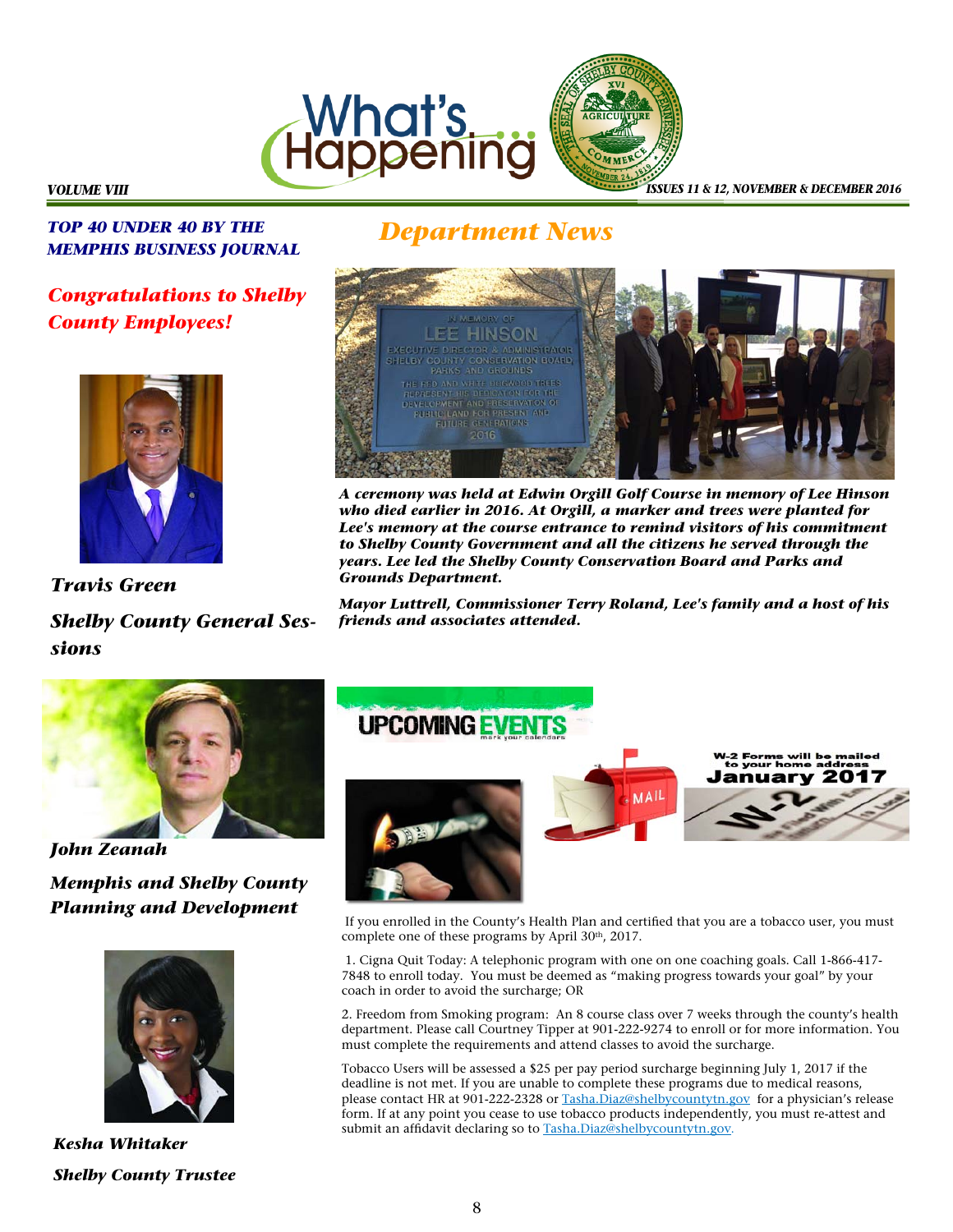## TOP 40 UNDER 40 BY THE MEMPHIS BUSINESS JOURNAL

### *Congratulations to Shelby County Employees!*

***Travis Green***

***Shelby County General Sessions***

***John Zeanah***

***Memphis and Shelby County Planning and Development***

***Kesha Whitaker***

***Shelby County Trustee***

## *Department News*

IN MEMORY OF
LEE HINSON
EXECUTIVE DIRECTOR & ADMINISTRATOR
SHELBY COUNTY CONSERVATION BOARD,
PARKS AND GROUNDS
THE RED AND WHITE DOGWOOD TREES
REPRESENT HIS DEDICATION FOR THE
DEVELOPMENT AND PRESERVATION OF
PUBLIC LAND FOR PRESENT AND
FUTURE GENERATIONS
2016

***A ceremony was held at Edwin Orgill Golf Course in memory of Lee Hinson who died earlier in 2016. At Orgill, a marker and trees were planted for Lee's memory at the course entrance to remind visitors of his commitment to Shelby County Government and all the citizens he served through the years. Lee led the Shelby County Conservation Board and Parks and Grounds Department.***

***Mayor Luttrell, Commissioner Terry Roland, Lee's family and a host of his friends and associates attended.***

## UPCOMING EVENTS

mark your calendars

**W-2 Forms will be mailed to your home address January 2017**

If you enrolled in the County's Health Plan and certified that you are a tobacco user, you must complete one of these programs by April 30th, 2017.

1. Cigna Quit Today: A telephonic program with one on one coaching goals. Call 1-866-417-7848 to enroll today. You must be deemed as "making progress towards your goal" by your coach in order to avoid the surcharge; OR

2. Freedom from Smoking program: An 8 course class over 7 weeks through the county's health department. Please call Courtney Tipper at 901-222-9274 to enroll or for more information. You must complete the requirements and attend classes to avoid the surcharge.

Tobacco Users will be assessed a $25 per pay period surcharge beginning July 1, 2017 if the deadline is not met. If you are unable to complete these programs due to medical reasons, please contact HR at 901-222-2328 or Tasha.Diaz@shelbycountytn.gov for a physician's release form. If at any point you cease to use tobacco products independently, you must re-attest and submit an affidavit declaring so to Tasha.Diaz@shelbycountytn.gov.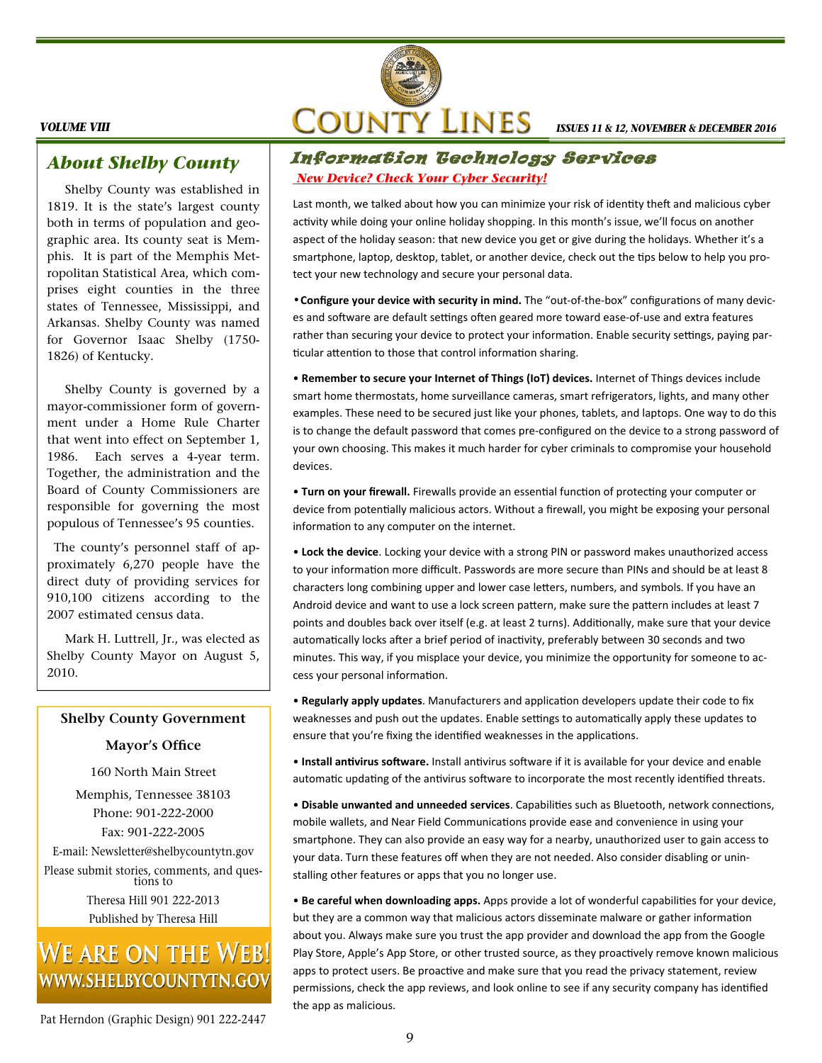# COUNTY LINES

*VOLUME VIII* *ISSUES 11 & 12, NOVEMBER & DECEMBER 2016*

## About Shelby County

Shelby County was established in 1819. It is the state's largest county both in terms of population and geographic area. Its county seat is Memphis. It is part of the Memphis Metropolitan Statistical Area, which comprises eight counties in the three states of Tennessee, Mississippi, and Arkansas. Shelby County was named for Governor Isaac Shelby (1750-1826) of Kentucky.

Shelby County is governed by a mayor-commissioner form of government under a Home Rule Charter that went into effect on September 1, 1986. Each serves a 4-year term. Together, the administration and the Board of County Commissioners are responsible for governing the most populous of Tennessee's 95 counties.

The county's personnel staff of approximately 6,270 people have the direct duty of providing services for 910,100 citizens according to the 2007 estimated census data.

Mark H. Luttrell, Jr., was elected as Shelby County Mayor on August 5, 2010.

**Shelby County Government**

**Mayor's Office**

160 North Main Street

Memphis, Tennessee 38103

Phone: 901-222-2000

Fax: 901-222-2005

E-mail: Newsletter@shelbycountytn.gov

Please submit stories, comments, and questions to

Theresa Hill 901 222-2013

Published by Theresa Hill

**WE ARE ON THE WEB!**
**WWW.SHELBYCOUNTYTN.GOV**

Pat Herndon (Graphic Design) 901 222-2447

## Information Technology Services

### *New Device? Check Your Cyber Security!*

Last month, we talked about how you can minimize your risk of identity theft and malicious cyber activity while doing your online holiday shopping. In this month's issue, we'll focus on another aspect of the holiday season: that new device you get or give during the holidays. Whether it's a smartphone, laptop, desktop, tablet, or another device, check out the tips below to help you protect your new technology and secure your personal data.

- **Configure your device with security in mind.** The "out-of-the-box" configurations of many devices and software are default settings often geared more toward ease-of-use and extra features rather than securing your device to protect your information. Enable security settings, paying particular attention to those that control information sharing.

- **Remember to secure your Internet of Things (IoT) devices.** Internet of Things devices include smart home thermostats, home surveillance cameras, smart refrigerators, lights, and many other examples. These need to be secured just like your phones, tablets, and laptops. One way to do this is to change the default password that comes pre-configured on the device to a strong password of your own choosing. This makes it much harder for cyber criminals to compromise your household devices.

- **Turn on your firewall.** Firewalls provide an essential function of protecting your computer or device from potentially malicious actors. Without a firewall, you might be exposing your personal information to any computer on the internet.

- **Lock the device**. Locking your device with a strong PIN or password makes unauthorized access to your information more difficult. Passwords are more secure than PINs and should be at least 8 characters long combining upper and lower case letters, numbers, and symbols. If you have an Android device and want to use a lock screen pattern, make sure the pattern includes at least 7 points and doubles back over itself (e.g. at least 2 turns). Additionally, make sure that your device automatically locks after a brief period of inactivity, preferably between 30 seconds and two minutes. This way, if you misplace your device, you minimize the opportunity for someone to access your personal information.

- **Regularly apply updates**. Manufacturers and application developers update their code to fix weaknesses and push out the updates. Enable settings to automatically apply these updates to ensure that you're fixing the identified weaknesses in the applications.

- **Install antivirus software.** Install antivirus software if it is available for your device and enable automatic updating of the antivirus software to incorporate the most recently identified threats.

- **Disable unwanted and unneeded services**. Capabilities such as Bluetooth, network connections, mobile wallets, and Near Field Communications provide ease and convenience in using your smartphone. They can also provide an easy way for a nearby, unauthorized user to gain access to your data. Turn these features off when they are not needed. Also consider disabling or uninstalling other features or apps that you no longer use.

- **Be careful when downloading apps.** Apps provide a lot of wonderful capabilities for your device, but they are a common way that malicious actors disseminate malware or gather information about you. Always make sure you trust the app provider and download the app from the Google Play Store, Apple's App Store, or other trusted source, as they proactively remove known malicious apps to protect users. Be proactive and make sure that you read the privacy statement, review permissions, check the app reviews, and look online to see if any security company has identified the app as malicious.